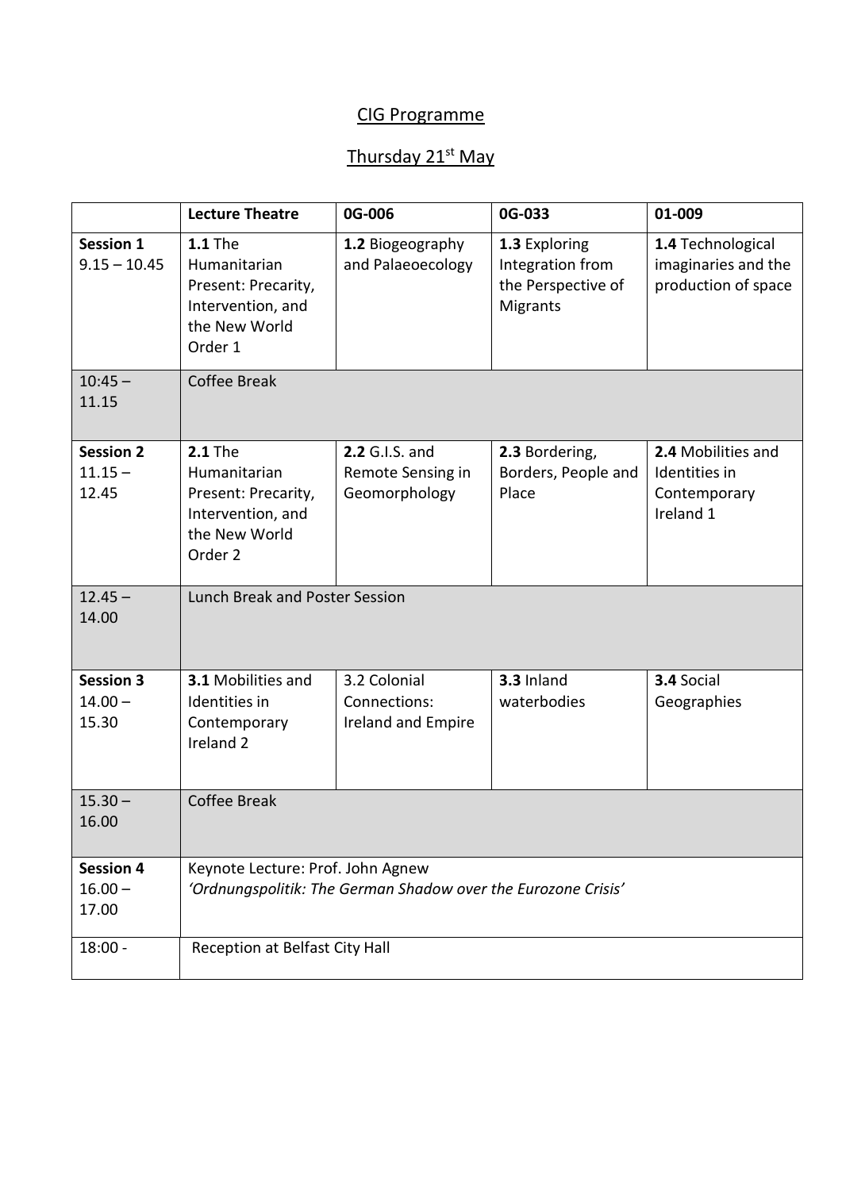# CIG Programme

## Thursday 21st May

| | **Lecture Theatre** | **0G-006** | **0G-033** | **01-009** |
|---|---|---|---|---|
| **Session 1** 9.15 – 10.45 | **1.1** The Humanitarian Present: Precarity, Intervention, and the New World Order 1 | **1.2** Biogeography and Palaeoecology | **1.3** Exploring Integration from the Perspective of Migrants | **1.4** Technological imaginaries and the production of space |
| 10:45 – 11.15 | Coffee Break | | | |
| **Session 2** 11.15 – 12.45 | **2.1** The Humanitarian Present: Precarity, Intervention, and the New World Order 2 | **2.2** G.I.S. and Remote Sensing in Geomorphology | **2.3** Bordering, Borders, People and Place | **2.4** Mobilities and Identities in Contemporary Ireland 1 |
| 12.45 – 14.00 | Lunch Break and Poster Session | | | |
| **Session 3** 14.00 – 15.30 | **3.1** Mobilities and Identities in Contemporary Ireland 2 | 3.2 Colonial Connections: Ireland and Empire | **3.3** Inland waterbodies | **3.4** Social Geographies |
| 15.30 – 16.00 | Coffee Break | | | |
| **Session 4** 16.00 – 17.00 | Keynote Lecture: Prof. John Agnew *'Ordnungspolitik: The German Shadow over the Eurozone Crisis'* | | | |
| 18:00 - | Reception at Belfast City Hall | | | |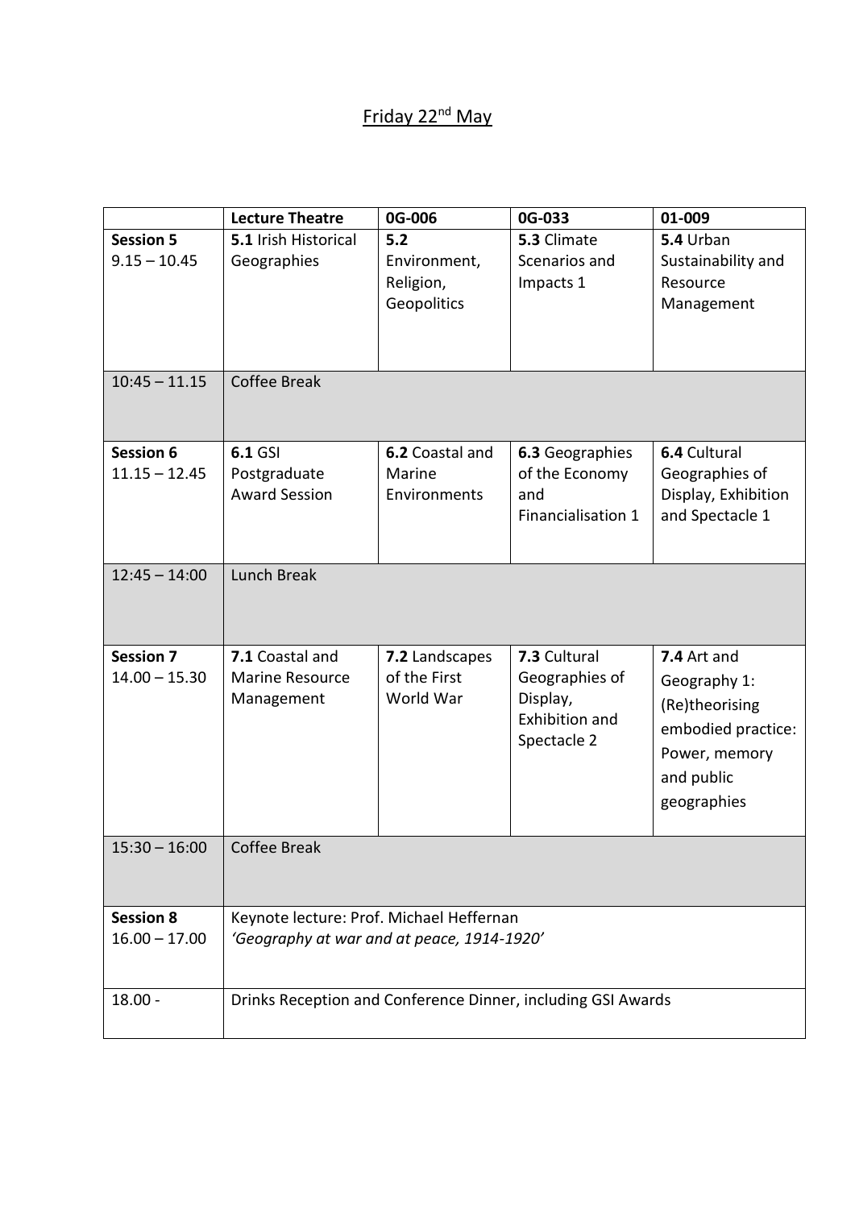# Friday 22nd May

| | **Lecture Theatre** | **0G-006** | **0G-033** | **01-009** |
|---|---|---|---|---|
| **Session 5** 9.15 – 10.45 | **5.1** Irish Historical Geographies | **5.2** Environment, Religion, Geopolitics | **5.3** Climate Scenarios and Impacts 1 | **5.4** Urban Sustainability and Resource Management |
| 10:45 – 11.15 | Coffee Break | | | |
| **Session 6** 11.15 – 12.45 | **6.1** GSI Postgraduate Award Session | **6.2** Coastal and Marine Environments | **6.3** Geographies of the Economy and Financialisation 1 | **6.4** Cultural Geographies of Display, Exhibition and Spectacle 1 |
| 12:45 – 14:00 | Lunch Break | | | |
| **Session 7** 14.00 – 15.30 | **7.1** Coastal and Marine Resource Management | **7.2** Landscapes of the First World War | **7.3** Cultural Geographies of Display, Exhibition and Spectacle 2 | **7.4** Art and Geography 1: (Re)theorising embodied practice: Power, memory and public geographies |
| 15:30 – 16:00 | Coffee Break | | | |
| **Session 8** 16.00 – 17.00 | Keynote lecture: Prof. Michael Heffernan *'Geography at war and at peace, 1914-1920'* | | | |
| 18.00 - | Drinks Reception and Conference Dinner, including GSI Awards | | | |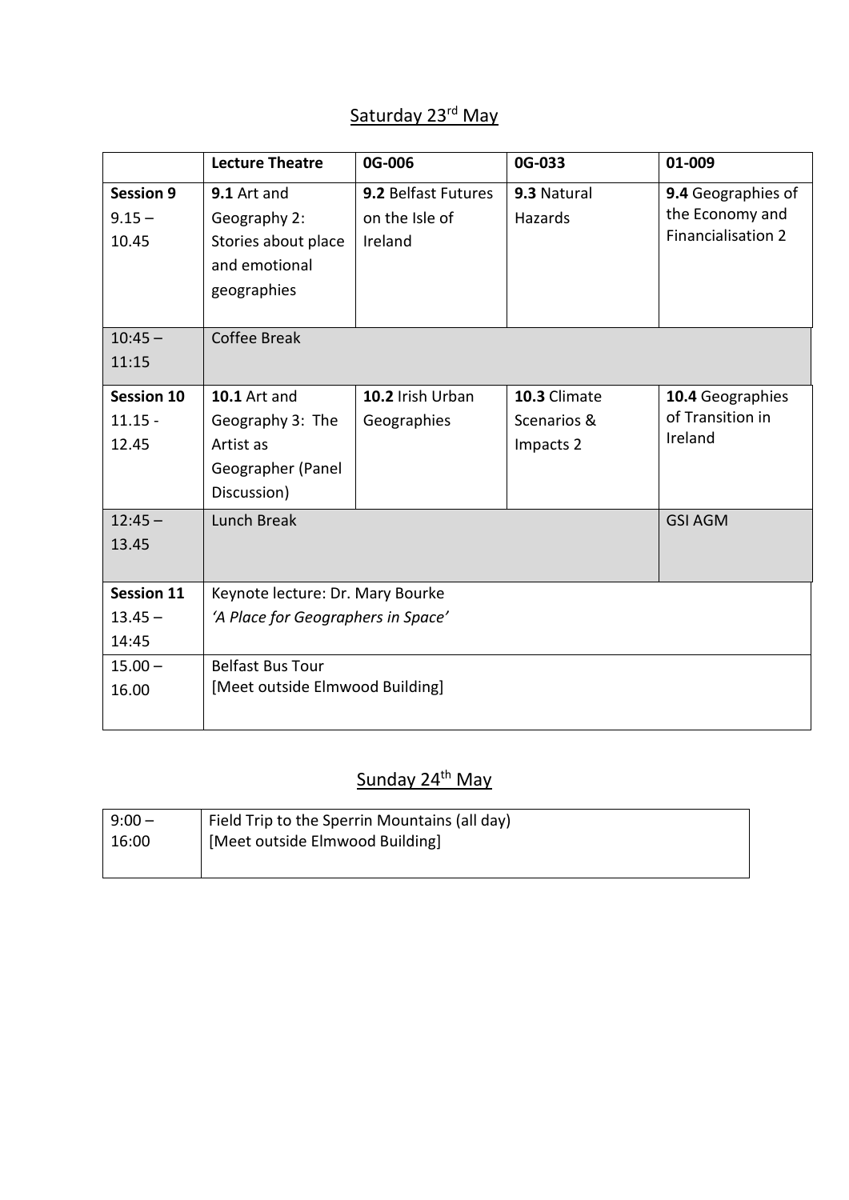## Saturday 23rd May

| | Lecture Theatre | 0G-006 | 0G-033 | 01-009 |
|---|---|---|---|---|
| **Session 9** 9.15 – 10.45 | **9.1** Art and Geography 2: Stories about place and emotional geographies | **9.2** Belfast Futures on the Isle of Ireland | **9.3** Natural Hazards | **9.4** Geographies of the Economy and Financialisation 2 |
| 10:45 – 11:15 | Coffee Break | | | |
| **Session 10** 11.15 - 12.45 | **10.1** Art and Geography 3: The Artist as Geographer (Panel Discussion) | **10.2** Irish Urban Geographies | **10.3** Climate Scenarios & Impacts 2 | **10.4** Geographies of Transition in Ireland |
| 12:45 – 13.45 | Lunch Break | | | GSI AGM |
| **Session 11** 13.45 – 14:45 | Keynote lecture: Dr. Mary Bourke *'A Place for Geographers in Space'* | | | |
| 15.00 – 16.00 | Belfast Bus Tour [Meet outside Elmwood Building] | | | |

## Sunday 24th May

| | |
|---|---|
| 9:00 – 16:00 | Field Trip to the Sperrin Mountains (all day) [Meet outside Elmwood Building] |